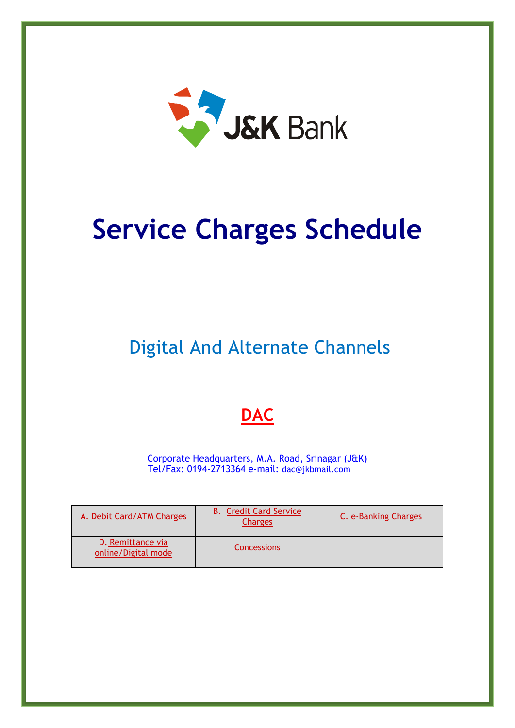J&K Bank

# Service Charges Schedule

## Digital And Alternate Channels

## **DAC**

Corporate Headquarters, M.A. Road, Srinagar (J&K)
Tel/Fax: 0194-2713364 e-mail: dac@jkbmail.com

| A. Debit Card/ATM Charges | B. Credit Card Service Charges | C. e-Banking Charges |
|---|---|---|
| D. Remittance via online/Digital mode | Concessions | |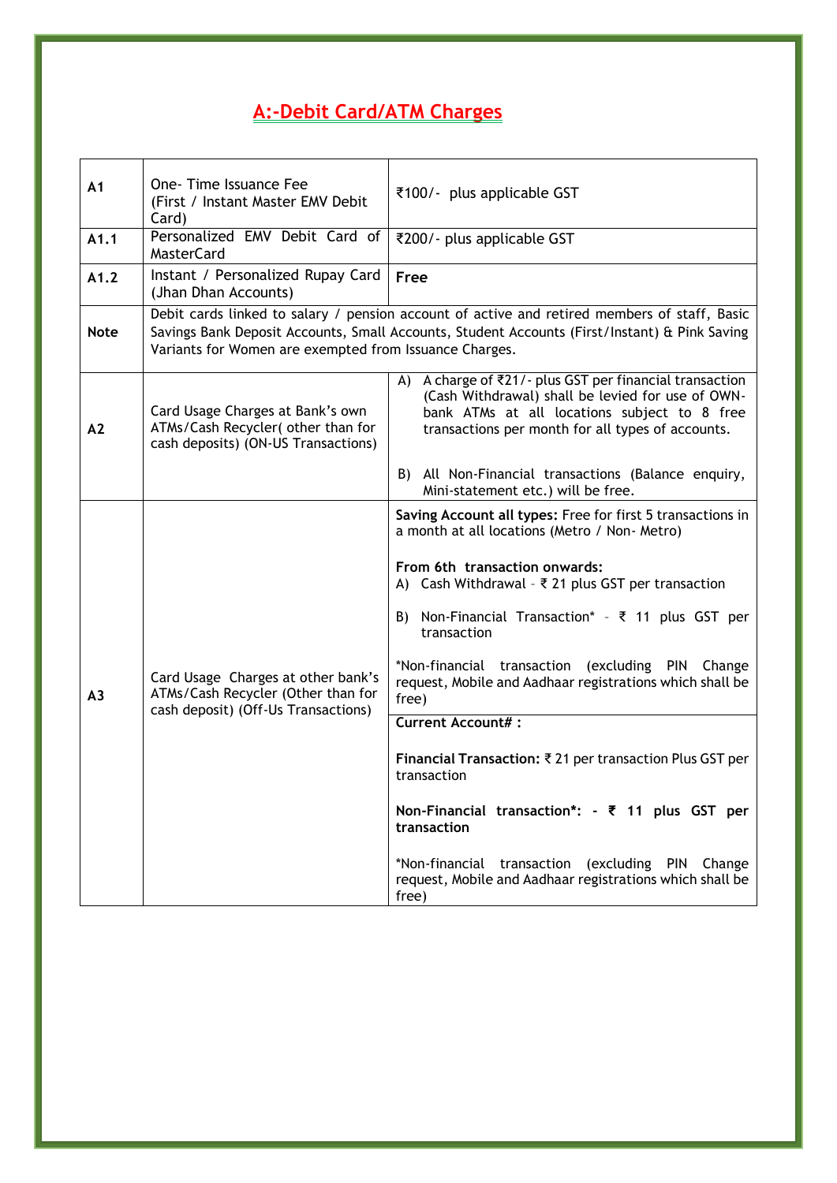## A:-Debit Card/ATM Charges

| | | |
|---|---|---|
| **A1** | One- Time Issuance Fee (First / Instant Master EMV Debit Card) | ₹100/- plus applicable GST |
| **A1.1** | Personalized EMV Debit Card of MasterCard | ₹200/- plus applicable GST |
| **A1.2** | Instant / Personalized Rupay Card (Jhan Dhan Accounts) | **Free** |
| **Note** | Debit cards linked to salary / pension account of active and retired members of staff, Basic Savings Bank Deposit Accounts, Small Accounts, Student Accounts (First/Instant) & Pink Saving Variants for Women are exempted from Issuance Charges. | |
| **A2** | Card Usage Charges at Bank's own ATMs/Cash Recycler( other than for cash deposits) (ON-US Transactions) | A) A charge of ₹21/- plus GST per financial transaction (Cash Withdrawal) shall be levied for use of OWN-bank ATMs at all locations subject to 8 free transactions per month for all types of accounts.<br><br>B) All Non-Financial transactions (Balance enquiry, Mini-statement etc.) will be free. |
| **A3** | Card Usage Charges at other bank's ATMs/Cash Recycler (Other than for cash deposit) (Off-Us Transactions) | **Saving Account all types:** Free for first 5 transactions in a month at all locations (Metro / Non- Metro)<br><br>**From 6th transaction onwards:**<br>A) Cash Withdrawal – ₹ 21 plus GST per transaction<br><br>B) Non-Financial Transaction* – ₹ 11 plus GST per transaction<br><br>*Non-financial transaction (excluding PIN Change request, Mobile and Aadhaar registrations which shall be free) |
| | | **Current Account# :**<br><br>**Financial Transaction:** ₹ 21 per transaction Plus GST per transaction<br><br>**Non-Financial transaction*: - ₹ 11 plus GST per transaction**<br><br>*Non-financial transaction (excluding PIN Change request, Mobile and Aadhaar registrations which shall be free) |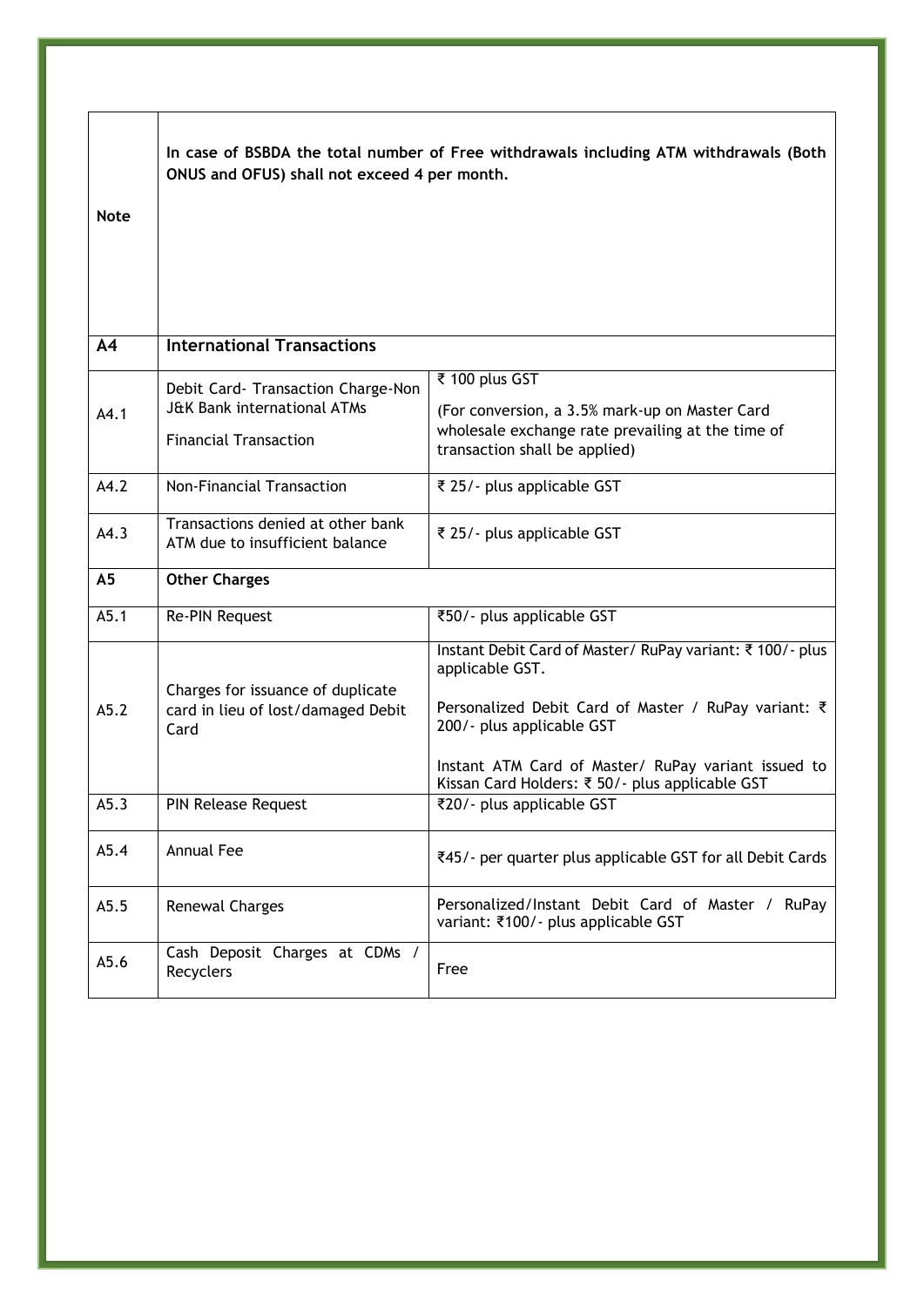| | | |
|---|---|---|
| **Note** | **In case of BSBDA the total number of Free withdrawals including ATM withdrawals (Both ONUS and OFUS) shall not exceed 4 per month.** | |
| **A4** | **International Transactions** | |
| A4.1 | Debit Card- Transaction Charge-Non J&K Bank international ATMs<br><br>Financial Transaction | ₹ 100 plus GST<br><br>(For conversion, a 3.5% mark-up on Master Card wholesale exchange rate prevailing at the time of transaction shall be applied) |
| A4.2 | Non-Financial Transaction | ₹ 25/- plus applicable GST |
| A4.3 | Transactions denied at other bank ATM due to insufficient balance | ₹ 25/- plus applicable GST |
| **A5** | **Other Charges** | |
| A5.1 | Re-PIN Request | ₹50/- plus applicable GST |
| A5.2 | Charges for issuance of duplicate card in lieu of lost/damaged Debit Card | Instant Debit Card of Master/ RuPay variant: ₹ 100/- plus applicable GST.<br><br>Personalized Debit Card of Master / RuPay variant: ₹ 200/- plus applicable GST<br><br>Instant ATM Card of Master/ RuPay variant issued to Kissan Card Holders: ₹ 50/- plus applicable GST |
| A5.3 | PIN Release Request | ₹20/- plus applicable GST |
| A5.4 | Annual Fee | ₹45/- per quarter plus applicable GST for all Debit Cards |
| A5.5 | Renewal Charges | Personalized/Instant Debit Card of Master / RuPay variant: ₹100/- plus applicable GST |
| A5.6 | Cash Deposit Charges at CDMs / Recyclers | Free |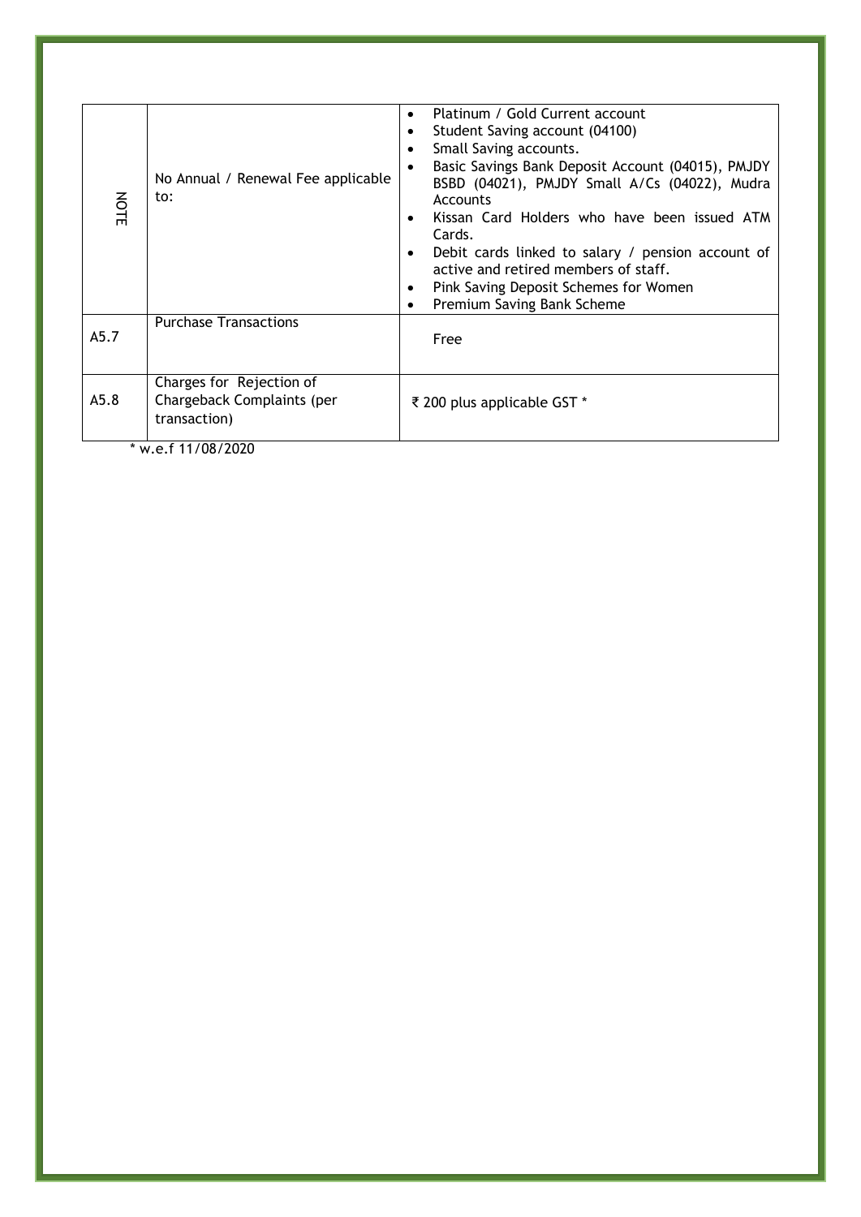| NOTE | No Annual / Renewal Fee applicable to: | • Platinum / Gold Current account<br>• Student Saving account (04100)<br>• Small Saving accounts.<br>• Basic Savings Bank Deposit Account (04015), PMJDY BSBD (04021), PMJDY Small A/Cs (04022), Mudra Accounts<br>• Kissan Card Holders who have been issued ATM Cards.<br>• Debit cards linked to salary / pension account of active and retired members of staff.<br>• Pink Saving Deposit Schemes for Women<br>• Premium Saving Bank Scheme |
|---|---|---|
| A5.7 | Purchase Transactions | Free |
| A5.8 | Charges for Rejection of Chargeback Complaints (per transaction) | ₹ 200 plus applicable GST * |

* w.e.f 11/08/2020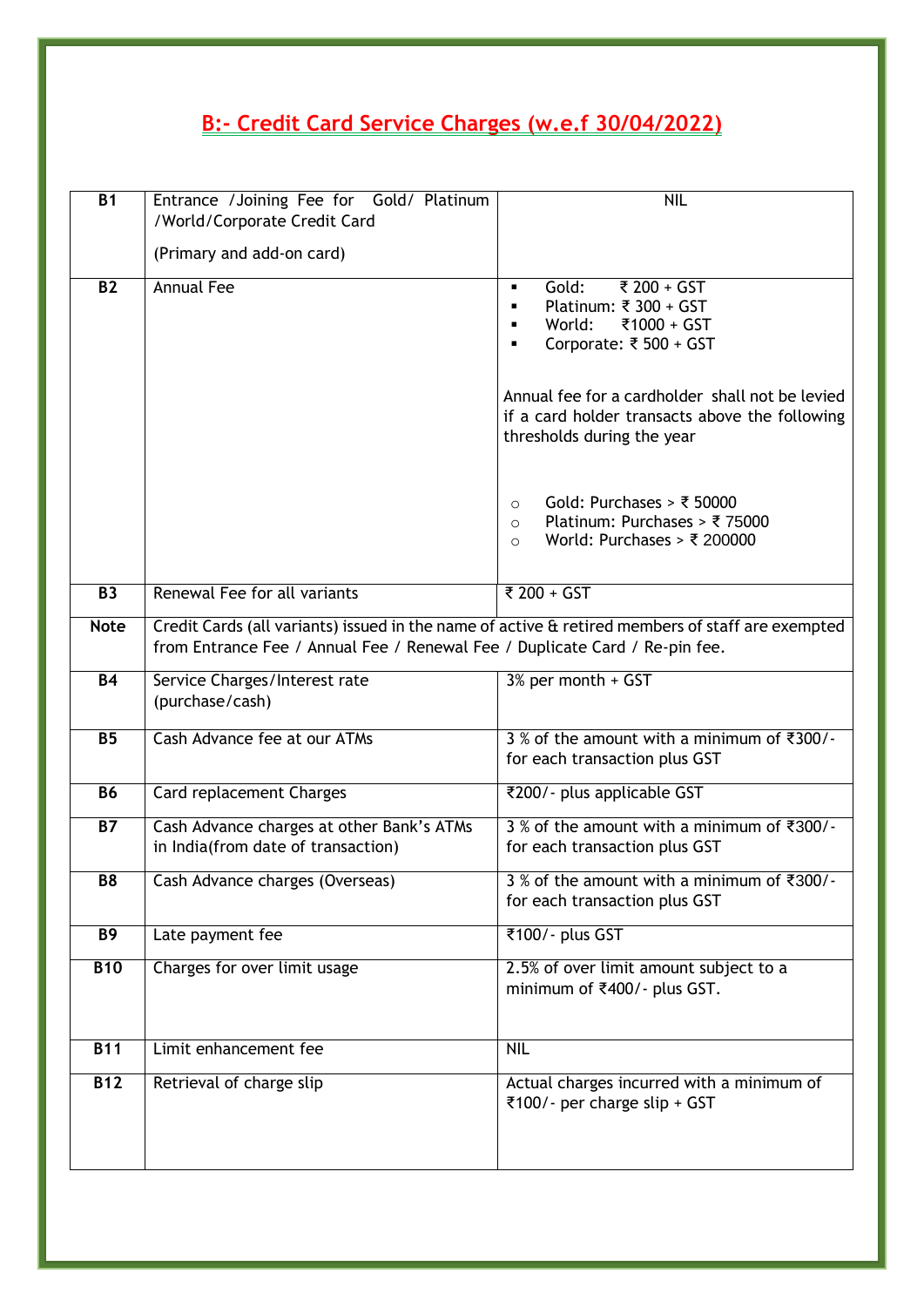## B:- Credit Card Service Charges (w.e.f 30/04/2022)

| | | |
|---|---|---|
| **B1** | Entrance /Joining Fee for Gold/ Platinum /World/Corporate Credit Card<br><br>(Primary and add-on card) | NIL |
| **B2** | Annual Fee | ▪ Gold: ₹ 200 + GST<br>▪ Platinum: ₹ 300 + GST<br>▪ World: ₹1000 + GST<br>▪ Corporate: ₹ 500 + GST<br><br>Annual fee for a cardholder shall not be levied if a card holder transacts above the following thresholds during the year<br><br>○ Gold: Purchases > ₹ 50000<br>○ Platinum: Purchases > ₹ 75000<br>○ World: Purchases > ₹ 200000 |
| **B3** | Renewal Fee for all variants | ₹ 200 + GST |
| **Note** | Credit Cards (all variants) issued in the name of active & retired members of staff are exempted from Entrance Fee / Annual Fee / Renewal Fee / Duplicate Card / Re-pin fee. | |
| **B4** | Service Charges/Interest rate (purchase/cash) | 3% per month + GST |
| **B5** | Cash Advance fee at our ATMs | 3 % of the amount with a minimum of ₹300/- for each transaction plus GST |
| **B6** | Card replacement Charges | ₹200/- plus applicable GST |
| **B7** | Cash Advance charges at other Bank's ATMs in India(from date of transaction) | 3 % of the amount with a minimum of ₹300/- for each transaction plus GST |
| **B8** | Cash Advance charges (Overseas) | 3 % of the amount with a minimum of ₹300/- for each transaction plus GST |
| **B9** | Late payment fee | ₹100/- plus GST |
| **B10** | Charges for over limit usage | 2.5% of over limit amount subject to a minimum of ₹400/- plus GST. |
| **B11** | Limit enhancement fee | NIL |
| **B12** | Retrieval of charge slip | Actual charges incurred with a minimum of ₹100/- per charge slip + GST |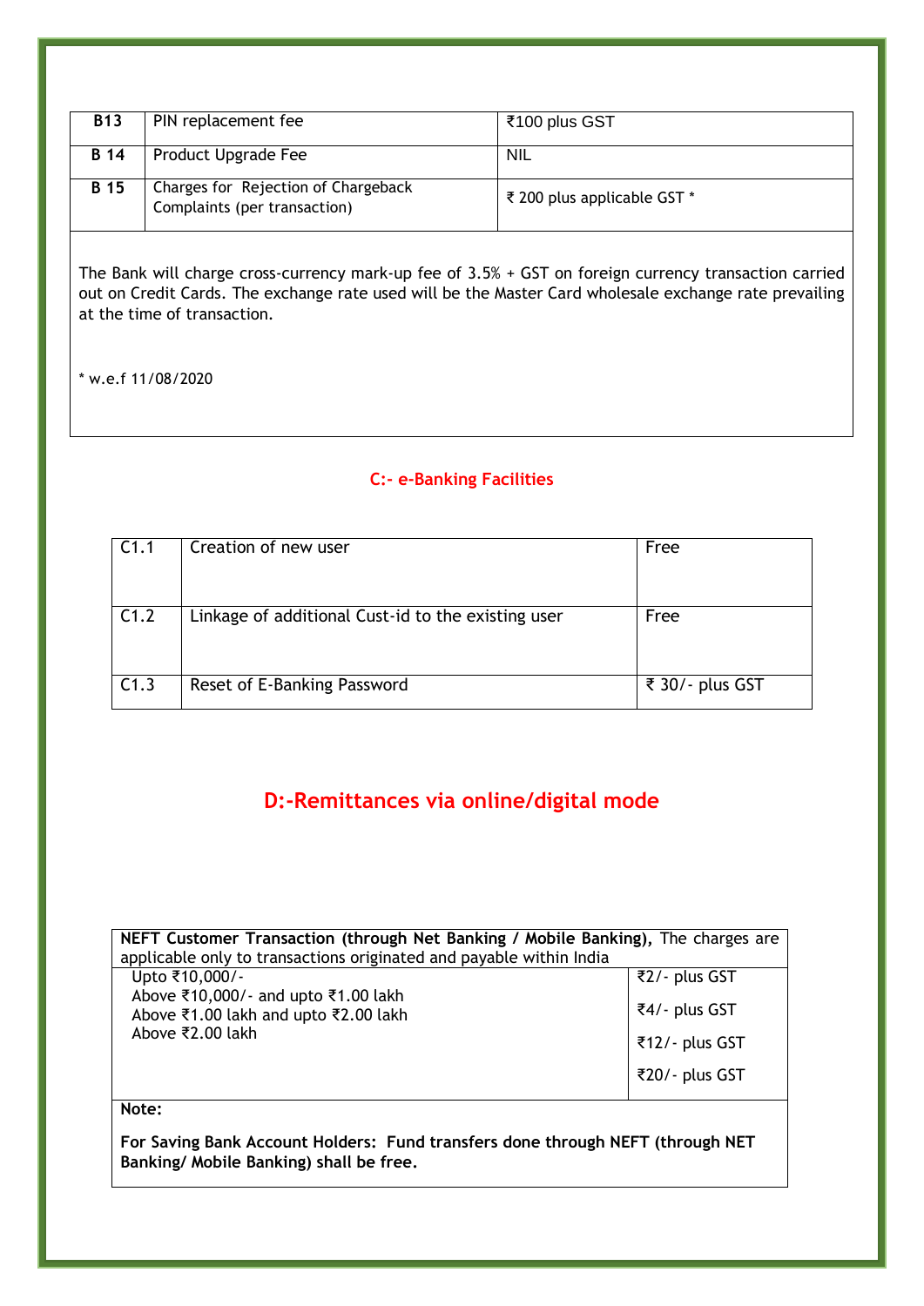| B13 | PIN replacement fee | ₹100 plus GST |
|---|---|---|
| B 14 | Product Upgrade Fee | NIL |
| B 15 | Charges for Rejection of Chargeback Complaints (per transaction) | ₹ 200 plus applicable GST * |

The Bank will charge cross-currency mark-up fee of 3.5% + GST on foreign currency transaction carried out on Credit Cards. The exchange rate used will be the Master Card wholesale exchange rate prevailing at the time of transaction.

* w.e.f 11/08/2020

### C:- e-Banking Facilities

| C1.1 | Creation of new user | Free |
|---|---|---|
| C1.2 | Linkage of additional Cust-id to the existing user | Free |
| C1.3 | Reset of E-Banking Password | ₹ 30/- plus GST |

## D:-Remittances via online/digital mode

| **NEFT Customer Transaction (through Net Banking / Mobile Banking),** The charges are applicable only to transactions originated and payable within India | |
|---|---|
| Upto ₹10,000/- | ₹2/- plus GST |
| Above ₹10,000/- and upto ₹1.00 lakh | ₹4/- plus GST |
| Above ₹1.00 lakh and upto ₹2.00 lakh | ₹12/- plus GST |
| Above ₹2.00 lakh | ₹20/- plus GST |
| **Note:** **For Saving Bank Account Holders: Fund transfers done through NEFT (through NET Banking/ Mobile Banking) shall be free.** | |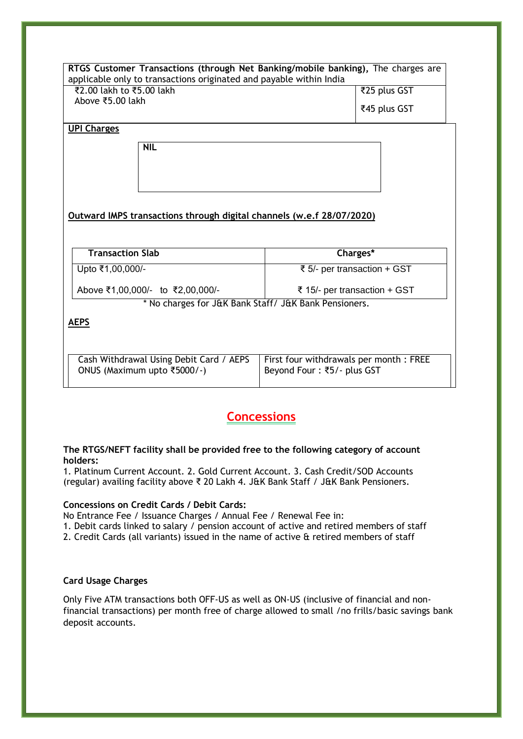| **RTGS Customer Transactions (through Net Banking/mobile banking),** The charges are applicable only to transactions originated and payable within India | |
|---|---|
| ₹2.00 lakh to ₹5.00 lakh | ₹25 plus GST |
| Above ₹5.00 lakh | ₹45 plus GST |

**UPI Charges**

| **NIL** |
|---|

**Outward IMPS transactions through digital channels (w.e.f 28/07/2020)**

| Transaction Slab | Charges* |
|---|---|
| Upto ₹1,00,000/- | ₹ 5/- per transaction + GST |
| Above ₹1,00,000/- to ₹2,00,000/- | ₹ 15/- per transaction + GST |

\* No charges for J&K Bank Staff/ J&K Bank Pensioners.

**AEPS**

| Cash Withdrawal Using Debit Card / AEPS ONUS (Maximum upto ₹5000/-) | First four withdrawals per month : FREE<br>Beyond Four : ₹5/- plus GST |
|---|---|

## Concessions

**The RTGS/NEFT facility shall be provided free to the following category of account holders:**

1. Platinum Current Account. 2. Gold Current Account. 3. Cash Credit/SOD Accounts (regular) availing facility above ₹ 20 Lakh 4. J&K Bank Staff / J&K Bank Pensioners.

**Concessions on Credit Cards / Debit Cards:**

No Entrance Fee / Issuance Charges / Annual Fee / Renewal Fee in:

1. Debit cards linked to salary / pension account of active and retired members of staff
2. Credit Cards (all variants) issued in the name of active & retired members of staff

**Card Usage Charges**

Only Five ATM transactions both OFF-US as well as ON-US (inclusive of financial and non-financial transactions) per month free of charge allowed to small /no frills/basic savings bank deposit accounts.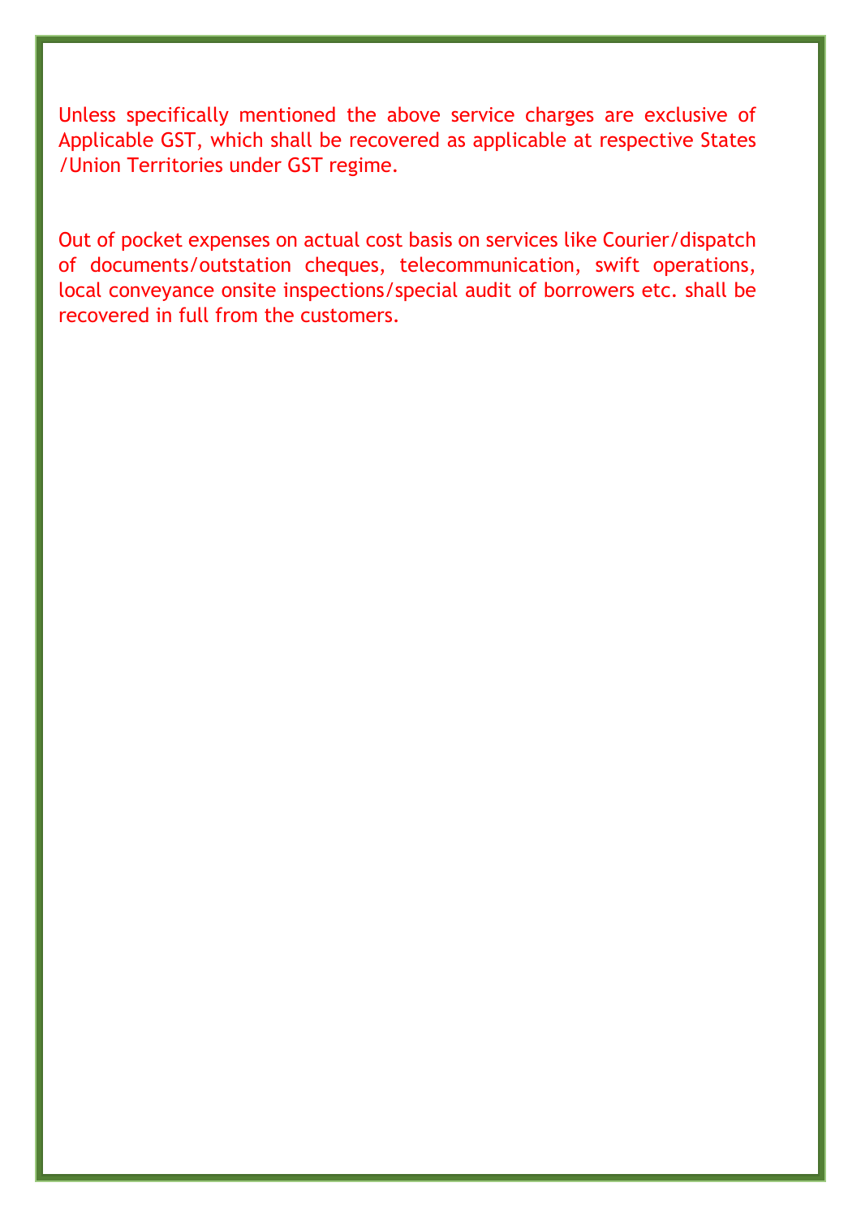Unless specifically mentioned the above service charges are exclusive of Applicable GST, which shall be recovered as applicable at respective States /Union Territories under GST regime.

Out of pocket expenses on actual cost basis on services like Courier/dispatch of documents/outstation cheques, telecommunication, swift operations, local conveyance onsite inspections/special audit of borrowers etc. shall be recovered in full from the customers.